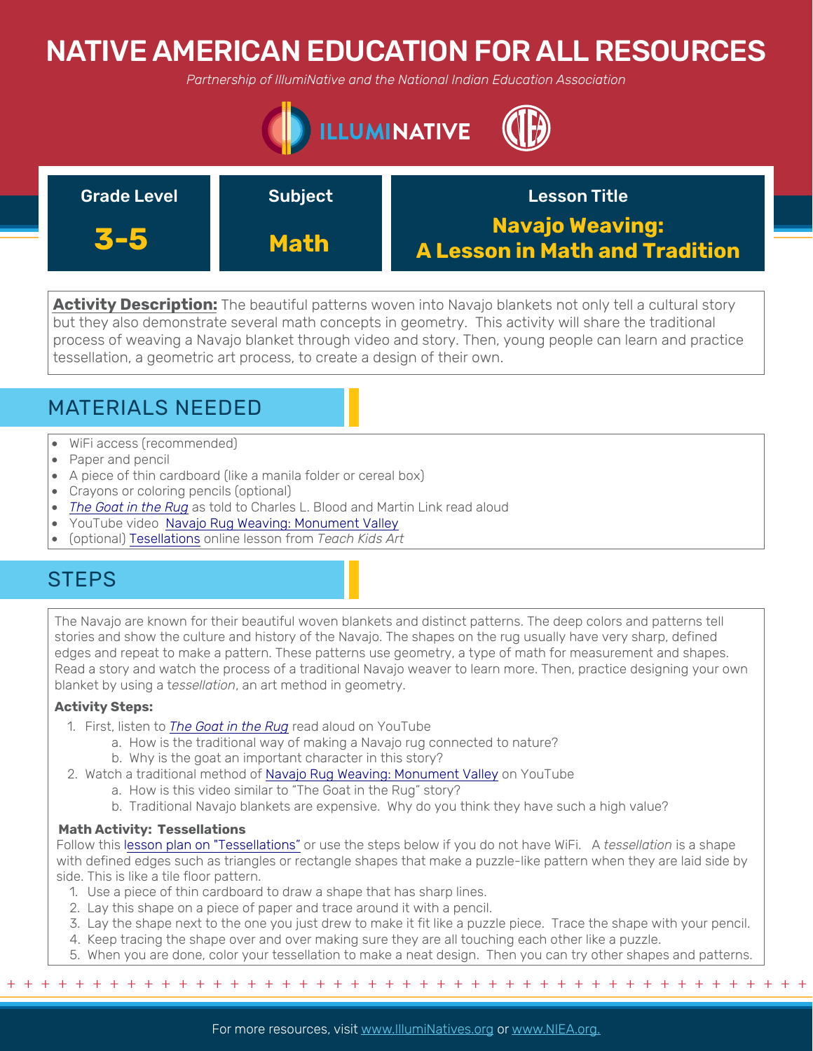# NATIVE AMERICAN EDUCATION FOR ALL RESOURCES

*Partnership of IllumiNative and the National Indian Education Association*

| Grade Level | Subject | Lesson Title |
| --- | --- | --- |
| **3-5** | **Math** | **Navajo Weaving: A Lesson in Math and Tradition** |

**Activity Description:** The beautiful patterns woven into Navajo blankets not only tell a cultural story but they also demonstrate several math concepts in geometry. This activity will share the traditional process of weaving a Navajo blanket through video and story. Then, young people can learn and practice tessellation, a geometric art process, to create a design of their own.

## MATERIALS NEEDED

- WiFi access (recommended)
- Paper and pencil
- A piece of thin cardboard (like a manila folder or cereal box)
- Crayons or coloring pencils (optional)
- *The Goat in the Rug* as told to Charles L. Blood and Martin Link read aloud
- YouTube video Navajo Rug Weaving: Monument Valley
- (optional) Tesellations online lesson from *Teach Kids Art*

## STEPS

The Navajo are known for their beautiful woven blankets and distinct patterns. The deep colors and patterns tell stories and show the culture and history of the Navajo. The shapes on the rug usually have very sharp, defined edges and repeat to make a pattern. These patterns use geometry, a type of math for measurement and shapes. Read a story and watch the process of a traditional Navajo weaver to learn more. Then, practice designing your own blanket by using a t*essellation*, an art method in geometry.

**Activity Steps:**

1. First, listen to *The Goat in the Rug* read aloud on YouTube
   a. How is the traditional way of making a Navajo rug connected to nature?
   b. Why is the goat an important character in this story?
2. Watch a traditional method of Navajo Rug Weaving: Monument Valley on YouTube
   a. How is this video similar to "The Goat in the Rug" story?
   b. Traditional Navajo blankets are expensive. Why do you think they have such a high value?

**Math Activity: Tessellations**

Follow this lesson plan on "Tessellations" or use the steps below if you do not have WiFi. A *tessellation* is a shape with defined edges such as triangles or rectangle shapes that make a puzzle-like pattern when they are laid side by side. This is like a tile floor pattern.

1. Use a piece of thin cardboard to draw a shape that has sharp lines.
2. Lay this shape on a piece of paper and trace around it with a pencil.
3. Lay the shape next to the one you just drew to make it fit like a puzzle piece. Trace the shape with your pencil.
4. Keep tracing the shape over and over making sure they are all touching each other like a puzzle.
5. When you are done, color your tessellation to make a neat design. Then you can try other shapes and patterns.

For more resources, visit www.IllumiNatives.org or www.NIEA.org.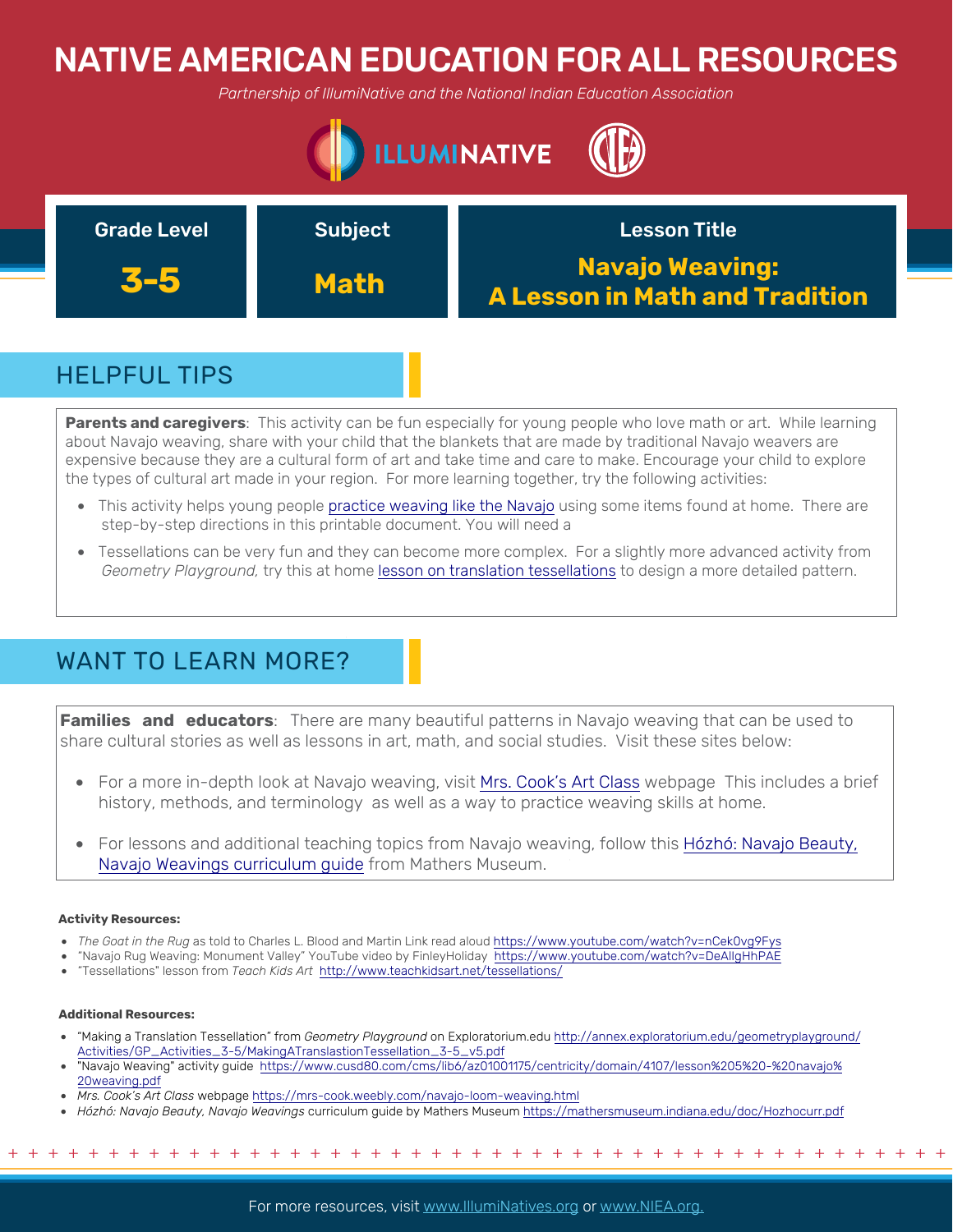# NATIVE AMERICAN EDUCATION FOR ALL RESOURCES

*Partnership of IllumiNative and the National Indian Education Association*

| Grade Level | Subject | Lesson Title |
|---|---|---|
| 3-5 | Math | Navajo Weaving: A Lesson in Math and Tradition |

## HELPFUL TIPS

**Parents and caregivers**: This activity can be fun especially for young people who love math or art. While learning about Navajo weaving, share with your child that the blankets that are made by traditional Navajo weavers are expensive because they are a cultural form of art and take time and care to make. Encourage your child to explore the types of cultural art made in your region. For more learning together, try the following activities:

- This activity helps young people practice weaving like the Navajo using some items found at home. There are step-by-step directions in this printable document. You will need a
- Tessellations can be very fun and they can become more complex. For a slightly more advanced activity from *Geometry Playground,* try this at home lesson on translation tessellations to design a more detailed pattern.

## WANT TO LEARN MORE?

**Families and educators**: There are many beautiful patterns in Navajo weaving that can be used to share cultural stories as well as lessons in art, math, and social studies. Visit these sites below:

- For a more in-depth look at Navajo weaving, visit Mrs. Cook's Art Class webpage This includes a brief history, methods, and terminology as well as a way to practice weaving skills at home.
- For lessons and additional teaching topics from Navajo weaving, follow this Hózhó: Navajo Beauty, Navajo Weavings curriculum guide from Mathers Museum.

**Activity Resources:**

- *The Goat in the Rug* as told to Charles L. Blood and Martin Link read aloud https://www.youtube.com/watch?v=nCek0vg9Fys
- "Navajo Rug Weaving: Monument Valley" YouTube video by FinleyHoliday https://www.youtube.com/watch?v=DeAllgHhPAE
- "Tessellations" lesson from *Teach Kids Art* http://www.teachkidsart.net/tessellations/

**Additional Resources:**

- "Making a Translation Tessellation" from *Geometry Playground* on Exploratorium.edu http://annex.exploratorium.edu/geometryplayground/Activities/GP_Activities_3-5/MakingATranslastionTessellation_3-5_v5.pdf
- "Navajo Weaving" activity guide https://www.cusd80.com/cms/lib6/az01001175/centricity/domain/4107/lesson%205%20-%20navajo%20weaving.pdf
- *Mrs. Cook's Art Class* webpage https://mrs-cook.weebly.com/navajo-loom-weaving.html
- *Hózhó: Navajo Beauty, Navajo Weavings* curriculum guide by Mathers Museum https://mathersmuseum.indiana.edu/doc/Hozhocurr.pdf

For more resources, visit www.IllumiNatives.org or www.NIEA.org.